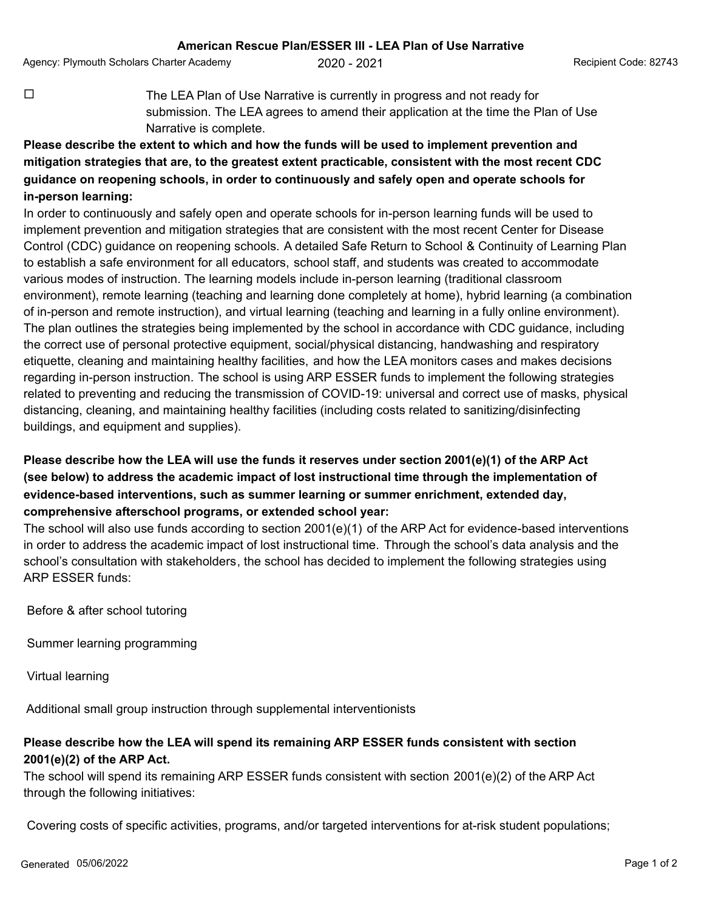# American Rescue Plan/ESSER III - LEA Plan of Use Narrative

Agency: Plymouth Scholars Charter Academy　　2020 - 2021　　Recipient Code: 82743

☐ The LEA Plan of Use Narrative is currently in progress and not ready for submission. The LEA agrees to amend their application at the time the Plan of Use Narrative is complete.

**Please describe the extent to which and how the funds will be used to implement prevention and mitigation strategies that are, to the greatest extent practicable, consistent with the most recent CDC guidance on reopening schools, in order to continuously and safely open and operate schools for in-person learning:**

In order to continuously and safely open and operate schools for in-person learning funds will be used to implement prevention and mitigation strategies that are consistent with the most recent Center for Disease Control (CDC) guidance on reopening schools. A detailed Safe Return to School & Continuity of Learning Plan to establish a safe environment for all educators, school staff, and students was created to accommodate various modes of instruction. The learning models include in-person learning (traditional classroom environment), remote learning (teaching and learning done completely at home), hybrid learning (a combination of in-person and remote instruction), and virtual learning (teaching and learning in a fully online environment). The plan outlines the strategies being implemented by the school in accordance with CDC guidance, including the correct use of personal protective equipment, social/physical distancing, handwashing and respiratory etiquette, cleaning and maintaining healthy facilities, and how the LEA monitors cases and makes decisions regarding in-person instruction. The school is using ARP ESSER funds to implement the following strategies related to preventing and reducing the transmission of COVID-19: universal and correct use of masks, physical distancing, cleaning, and maintaining healthy facilities (including costs related to sanitizing/disinfecting buildings, and equipment and supplies).

**Please describe how the LEA will use the funds it reserves under section 2001(e)(1) of the ARP Act (see below) to address the academic impact of lost instructional time through the implementation of evidence-based interventions, such as summer learning or summer enrichment, extended day, comprehensive afterschool programs, or extended school year:**

The school will also use funds according to section 2001(e)(1) of the ARP Act for evidence-based interventions in order to address the academic impact of lost instructional time. Through the school's data analysis and the school's consultation with stakeholders, the school has decided to implement the following strategies using ARP ESSER funds:

Before & after school tutoring

Summer learning programming

Virtual learning

Additional small group instruction through supplemental interventionists

**Please describe how the LEA will spend its remaining ARP ESSER funds consistent with section 2001(e)(2) of the ARP Act.**

The school will spend its remaining ARP ESSER funds consistent with section 2001(e)(2) of the ARP Act through the following initiatives:

Covering costs of specific activities, programs, and/or targeted interventions for at-risk student populations;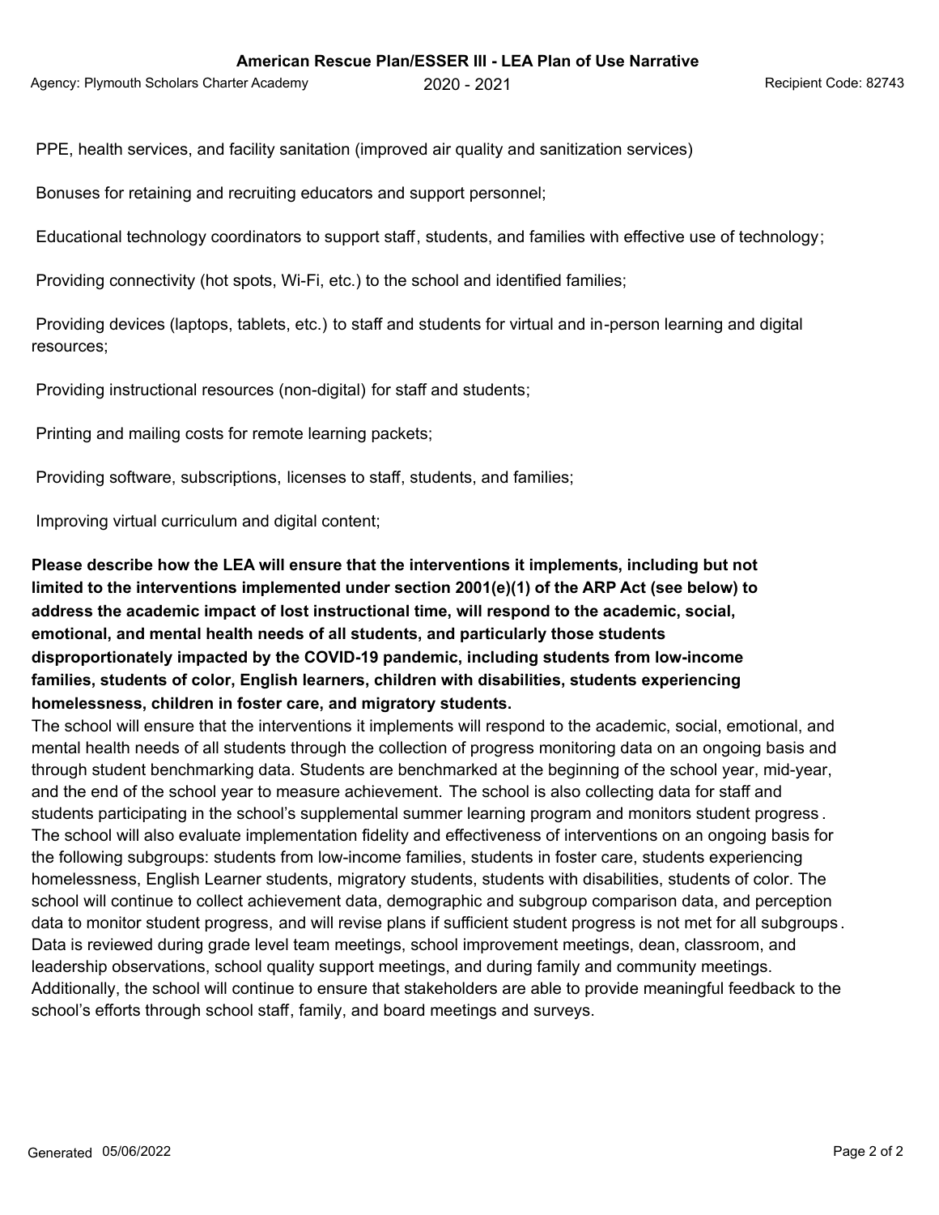PPE, health services, and facility sanitation (improved air quality and sanitization services)

Bonuses for retaining and recruiting educators and support personnel;

Educational technology coordinators to support staff, students, and families with effective use of technology;

Providing connectivity (hot spots, Wi-Fi, etc.) to the school and identified families;

Providing devices (laptops, tablets, etc.) to staff and students for virtual and in-person learning and digital resources;

Providing instructional resources (non-digital) for staff and students;

Printing and mailing costs for remote learning packets;

Providing software, subscriptions, licenses to staff, students, and families;

Improving virtual curriculum and digital content;

**Please describe how the LEA will ensure that the interventions it implements, including but not limited to the interventions implemented under section 2001(e)(1) of the ARP Act (see below) to address the academic impact of lost instructional time, will respond to the academic, social, emotional, and mental health needs of all students, and particularly those students disproportionately impacted by the COVID-19 pandemic, including students from low-income families, students of color, English learners, children with disabilities, students experiencing homelessness, children in foster care, and migratory students.**

The school will ensure that the interventions it implements will respond to the academic, social, emotional, and mental health needs of all students through the collection of progress monitoring data on an ongoing basis and through student benchmarking data. Students are benchmarked at the beginning of the school year, mid-year, and the end of the school year to measure achievement. The school is also collecting data for staff and students participating in the school's supplemental summer learning program and monitors student progress. The school will also evaluate implementation fidelity and effectiveness of interventions on an ongoing basis for the following subgroups: students from low-income families, students in foster care, students experiencing homelessness, English Learner students, migratory students, students with disabilities, students of color. The school will continue to collect achievement data, demographic and subgroup comparison data, and perception data to monitor student progress, and will revise plans if sufficient student progress is not met for all subgroups. Data is reviewed during grade level team meetings, school improvement meetings, dean, classroom, and leadership observations, school quality support meetings, and during family and community meetings. Additionally, the school will continue to ensure that stakeholders are able to provide meaningful feedback to the school's efforts through school staff, family, and board meetings and surveys.